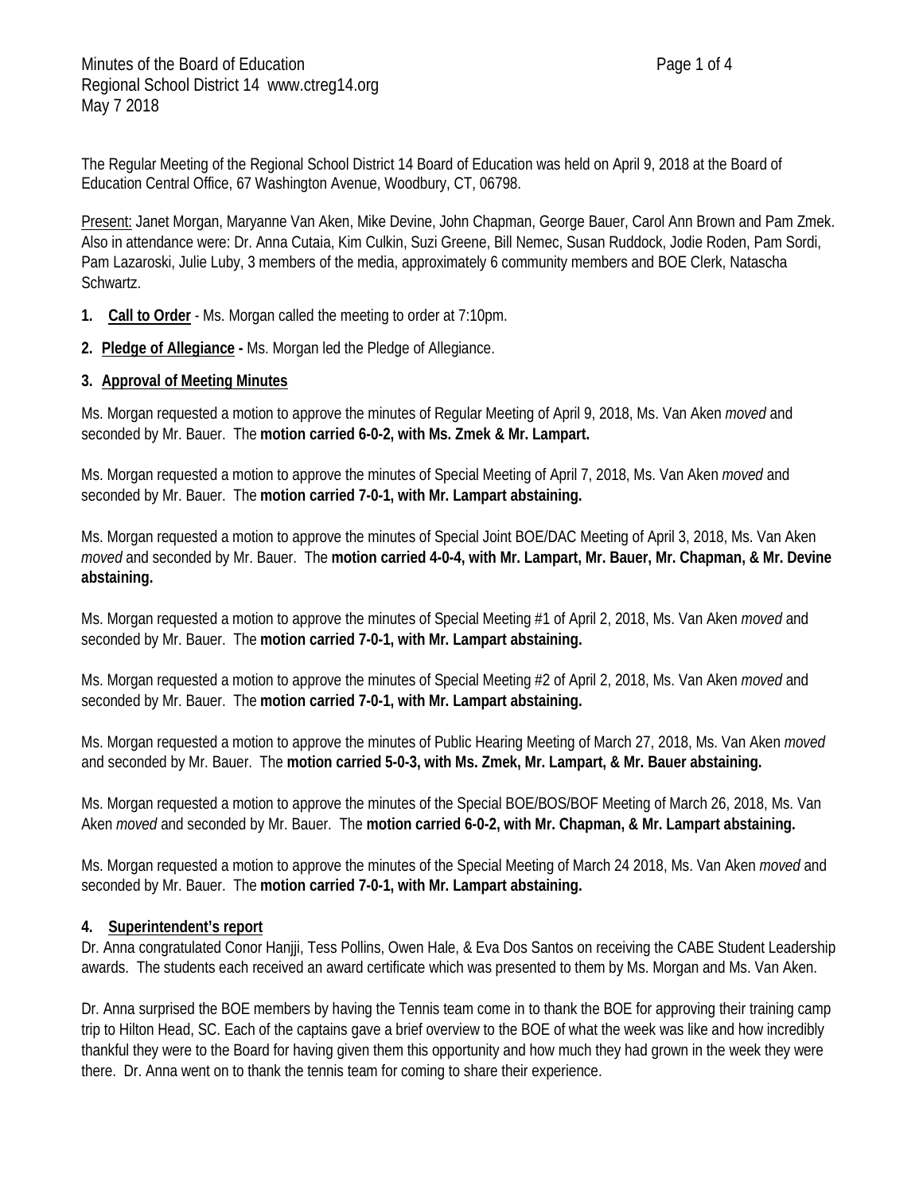The Regular Meeting of the Regional School District 14 Board of Education was held on April 9, 2018 at the Board of Education Central Office, 67 Washington Avenue, Woodbury, CT, 06798.

Present: Janet Morgan, Maryanne Van Aken, Mike Devine, John Chapman, George Bauer, Carol Ann Brown and Pam Zmek. Also in attendance were: Dr. Anna Cutaia, Kim Culkin, Suzi Greene, Bill Nemec, Susan Ruddock, Jodie Roden, Pam Sordi, Pam Lazaroski, Julie Luby, 3 members of the media, approximately 6 community members and BOE Clerk, Natascha Schwartz.

1. **Call to Order** - Ms. Morgan called the meeting to order at 7:10pm.

2. **Pledge of Allegiance -** Ms. Morgan led the Pledge of Allegiance.

3. **Approval of Meeting Minutes**

Ms. Morgan requested a motion to approve the minutes of Regular Meeting of April 9, 2018, Ms. Van Aken *moved* and seconded by Mr. Bauer. The **motion carried 6-0-2, with Ms. Zmek & Mr. Lampart.**

Ms. Morgan requested a motion to approve the minutes of Special Meeting of April 7, 2018, Ms. Van Aken *moved* and seconded by Mr. Bauer. The **motion carried 7-0-1, with Mr. Lampart abstaining.**

Ms. Morgan requested a motion to approve the minutes of Special Joint BOE/DAC Meeting of April 3, 2018, Ms. Van Aken *moved* and seconded by Mr. Bauer. The **motion carried 4-0-4, with Mr. Lampart, Mr. Bauer, Mr. Chapman, & Mr. Devine abstaining.**

Ms. Morgan requested a motion to approve the minutes of Special Meeting #1 of April 2, 2018, Ms. Van Aken *moved* and seconded by Mr. Bauer. The **motion carried 7-0-1, with Mr. Lampart abstaining.**

Ms. Morgan requested a motion to approve the minutes of Special Meeting #2 of April 2, 2018, Ms. Van Aken *moved* and seconded by Mr. Bauer. The **motion carried 7-0-1, with Mr. Lampart abstaining.**

Ms. Morgan requested a motion to approve the minutes of Public Hearing Meeting of March 27, 2018, Ms. Van Aken *moved* and seconded by Mr. Bauer. The **motion carried 5-0-3, with Ms. Zmek, Mr. Lampart, & Mr. Bauer abstaining.**

Ms. Morgan requested a motion to approve the minutes of the Special BOE/BOS/BOF Meeting of March 26, 2018, Ms. Van Aken *moved* and seconded by Mr. Bauer. The **motion carried 6-0-2, with Mr. Chapman, & Mr. Lampart abstaining.**

Ms. Morgan requested a motion to approve the minutes of the Special Meeting of March 24 2018, Ms. Van Aken *moved* and seconded by Mr. Bauer. The **motion carried 7-0-1, with Mr. Lampart abstaining.**

4. **Superintendent's report**

Dr. Anna congratulated Conor Hanjji, Tess Pollins, Owen Hale, & Eva Dos Santos on receiving the CABE Student Leadership awards. The students each received an award certificate which was presented to them by Ms. Morgan and Ms. Van Aken.

Dr. Anna surprised the BOE members by having the Tennis team come in to thank the BOE for approving their training camp trip to Hilton Head, SC. Each of the captains gave a brief overview to the BOE of what the week was like and how incredibly thankful they were to the Board for having given them this opportunity and how much they had grown in the week they were there. Dr. Anna went on to thank the tennis team for coming to share their experience.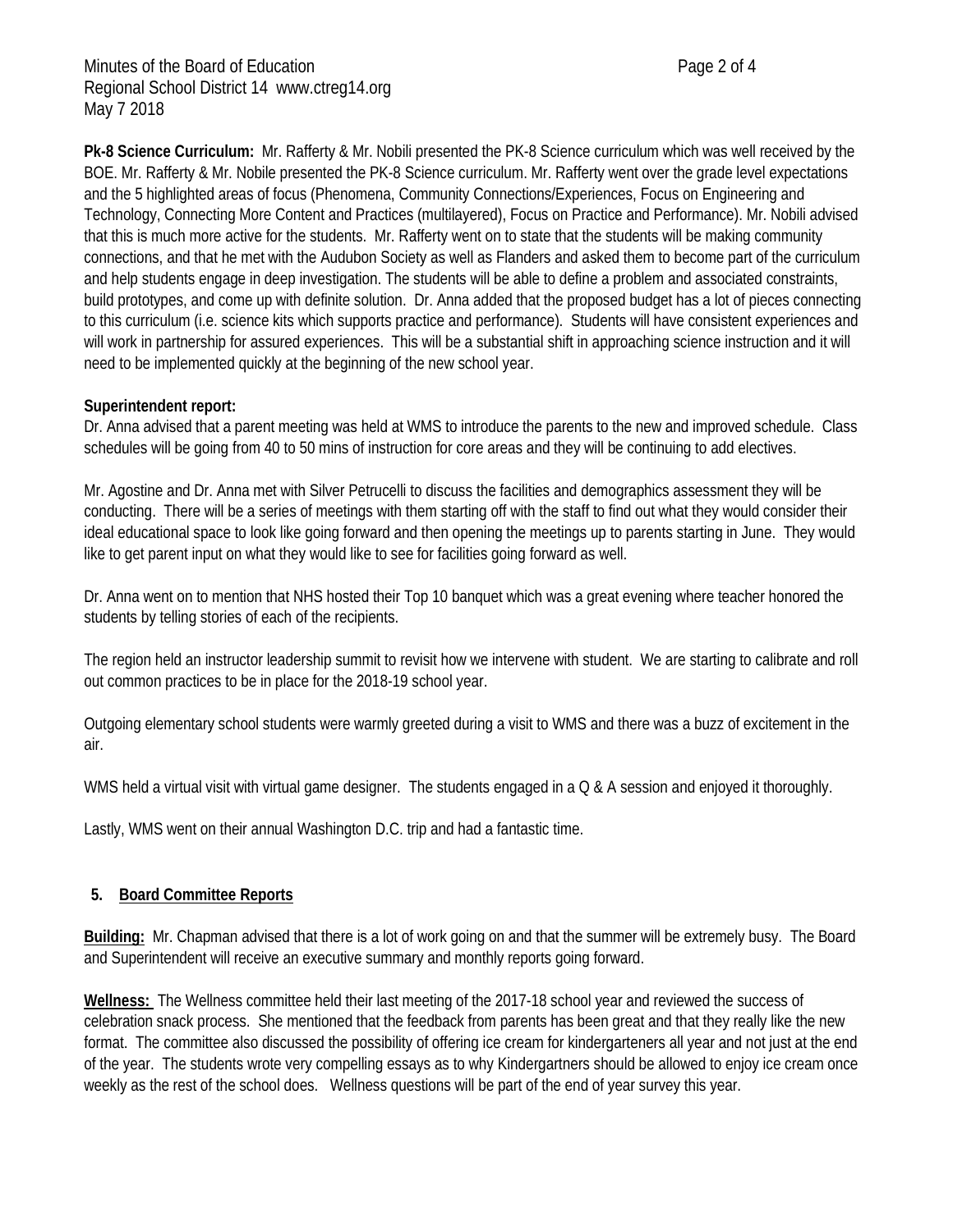**Pk-8 Science Curriculum:** Mr. Rafferty & Mr. Nobili presented the PK-8 Science curriculum which was well received by the BOE. Mr. Rafferty & Mr. Nobile presented the PK-8 Science curriculum. Mr. Rafferty went over the grade level expectations and the 5 highlighted areas of focus (Phenomena, Community Connections/Experiences, Focus on Engineering and Technology, Connecting More Content and Practices (multilayered), Focus on Practice and Performance). Mr. Nobili advised that this is much more active for the students. Mr. Rafferty went on to state that the students will be making community connections, and that he met with the Audubon Society as well as Flanders and asked them to become part of the curriculum and help students engage in deep investigation. The students will be able to define a problem and associated constraints, build prototypes, and come up with definite solution. Dr. Anna added that the proposed budget has a lot of pieces connecting to this curriculum (i.e. science kits which supports practice and performance). Students will have consistent experiences and will work in partnership for assured experiences. This will be a substantial shift in approaching science instruction and it will need to be implemented quickly at the beginning of the new school year.

**Superintendent report:**

Dr. Anna advised that a parent meeting was held at WMS to introduce the parents to the new and improved schedule. Class schedules will be going from 40 to 50 mins of instruction for core areas and they will be continuing to add electives.

Mr. Agostine and Dr. Anna met with Silver Petrucelli to discuss the facilities and demographics assessment they will be conducting. There will be a series of meetings with them starting off with the staff to find out what they would consider their ideal educational space to look like going forward and then opening the meetings up to parents starting in June. They would like to get parent input on what they would like to see for facilities going forward as well.

Dr. Anna went on to mention that NHS hosted their Top 10 banquet which was a great evening where teacher honored the students by telling stories of each of the recipients.

The region held an instructor leadership summit to revisit how we intervene with student. We are starting to calibrate and roll out common practices to be in place for the 2018-19 school year.

Outgoing elementary school students were warmly greeted during a visit to WMS and there was a buzz of excitement in the air.

WMS held a virtual visit with virtual game designer. The students engaged in a Q & A session and enjoyed it thoroughly.

Lastly, WMS went on their annual Washington D.C. trip and had a fantastic time.

## 5. Board Committee Reports

**Building:** Mr. Chapman advised that there is a lot of work going on and that the summer will be extremely busy. The Board and Superintendent will receive an executive summary and monthly reports going forward.

**Wellness:** The Wellness committee held their last meeting of the 2017-18 school year and reviewed the success of celebration snack process. She mentioned that the feedback from parents has been great and that they really like the new format. The committee also discussed the possibility of offering ice cream for kindergarteners all year and not just at the end of the year. The students wrote very compelling essays as to why Kindergartners should be allowed to enjoy ice cream once weekly as the rest of the school does. Wellness questions will be part of the end of year survey this year.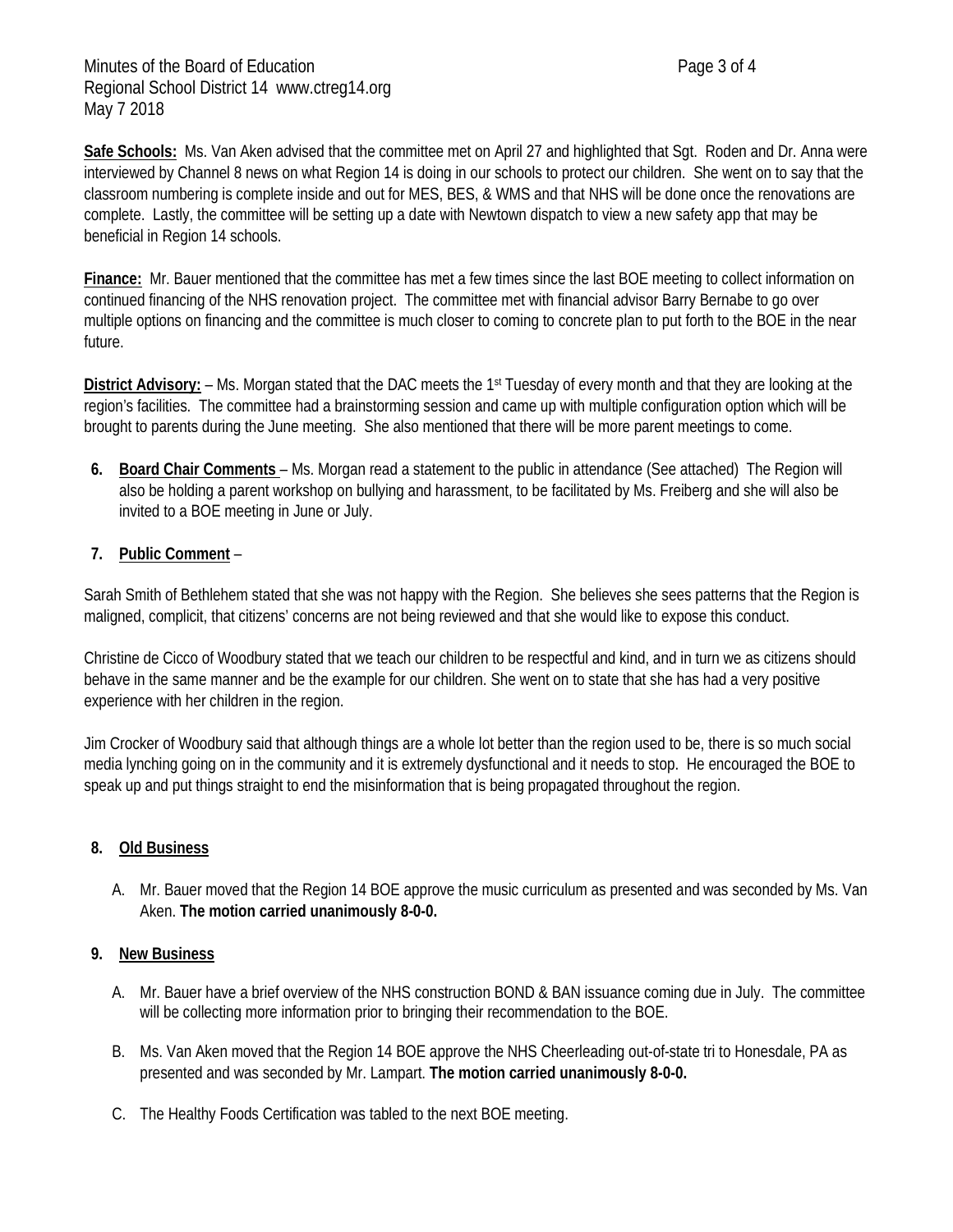**Safe Schools:** Ms. Van Aken advised that the committee met on April 27 and highlighted that Sgt. Roden and Dr. Anna were interviewed by Channel 8 news on what Region 14 is doing in our schools to protect our children. She went on to say that the classroom numbering is complete inside and out for MES, BES, & WMS and that NHS will be done once the renovations are complete. Lastly, the committee will be setting up a date with Newtown dispatch to view a new safety app that may be beneficial in Region 14 schools.

**Finance:** Mr. Bauer mentioned that the committee has met a few times since the last BOE meeting to collect information on continued financing of the NHS renovation project. The committee met with financial advisor Barry Bernabe to go over multiple options on financing and the committee is much closer to coming to concrete plan to put forth to the BOE in the near future.

**District Advisory:** – Ms. Morgan stated that the DAC meets the 1st Tuesday of every month and that they are looking at the region's facilities. The committee had a brainstorming session and came up with multiple configuration option which will be brought to parents during the June meeting. She also mentioned that there will be more parent meetings to come.

6. **Board Chair Comments** – Ms. Morgan read a statement to the public in attendance (See attached) The Region will also be holding a parent workshop on bullying and harassment, to be facilitated by Ms. Freiberg and she will also be invited to a BOE meeting in June or July.

7. **Public Comment** –

Sarah Smith of Bethlehem stated that she was not happy with the Region. She believes she sees patterns that the Region is maligned, complicit, that citizens' concerns are not being reviewed and that she would like to expose this conduct.

Christine de Cicco of Woodbury stated that we teach our children to be respectful and kind, and in turn we as citizens should behave in the same manner and be the example for our children. She went on to state that she has had a very positive experience with her children in the region.

Jim Crocker of Woodbury said that although things are a whole lot better than the region used to be, there is so much social media lynching going on in the community and it is extremely dysfunctional and it needs to stop. He encouraged the BOE to speak up and put things straight to end the misinformation that is being propagated throughout the region.

8. **Old Business**

   A. Mr. Bauer moved that the Region 14 BOE approve the music curriculum as presented and was seconded by Ms. Van Aken. **The motion carried unanimously 8-0-0.**

9. **New Business**

   A. Mr. Bauer have a brief overview of the NHS construction BOND & BAN issuance coming due in July. The committee will be collecting more information prior to bringing their recommendation to the BOE.

   B. Ms. Van Aken moved that the Region 14 BOE approve the NHS Cheerleading out-of-state tri to Honesdale, PA as presented and was seconded by Mr. Lampart. **The motion carried unanimously 8-0-0.**

   C. The Healthy Foods Certification was tabled to the next BOE meeting.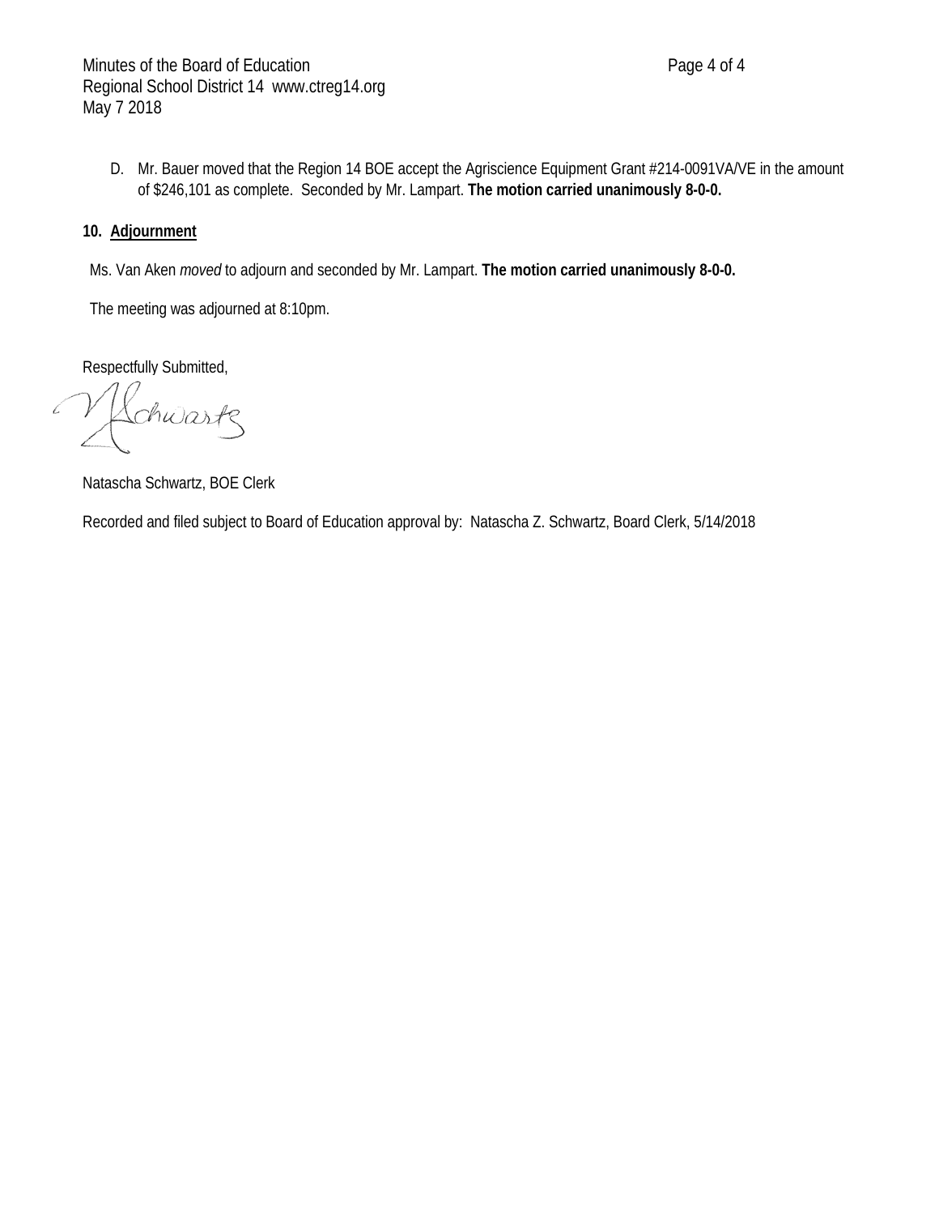D. Mr. Bauer moved that the Region 14 BOE accept the Agriscience Equipment Grant #214-0091VA/VE in the amount of $246,101 as complete. Seconded by Mr. Lampart. **The motion carried unanimously 8-0-0.**

**10. Adjournment**

Ms. Van Aken *moved* to adjourn and seconded by Mr. Lampart. **The motion carried unanimously 8-0-0.**

The meeting was adjourned at 8:10pm.

Respectfully Submitted,

Natascha Schwartz, BOE Clerk

Recorded and filed subject to Board of Education approval by: Natascha Z. Schwartz, Board Clerk, 5/14/2018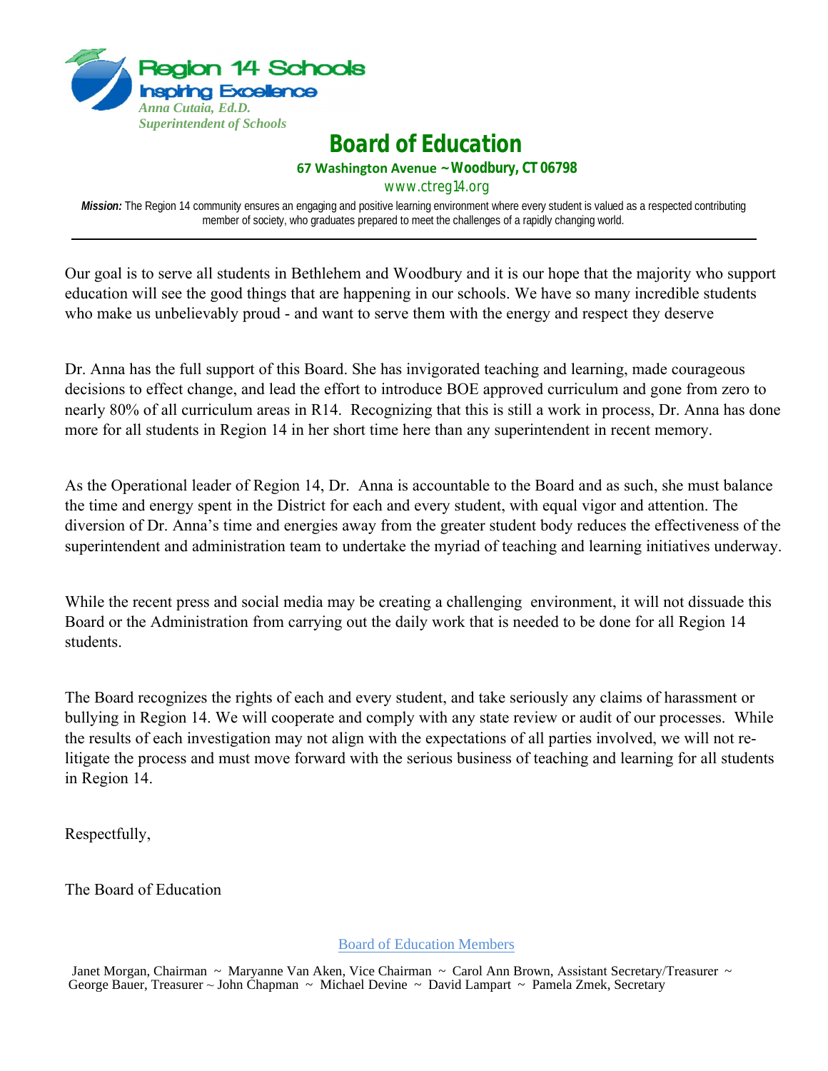Region 14 Schools
Inspiring Excellence
*Anna Cutaia, Ed.D.*
*Superintendent of Schools*

# Board of Education

**67 Washington Avenue ~ Woodbury, CT 06798**

www.ctreg14.org

***Mission:*** The Region 14 community ensures an engaging and positive learning environment where every student is valued as a respected contributing member of society, who graduates prepared to meet the challenges of a rapidly changing world.

---

Our goal is to serve all students in Bethlehem and Woodbury and it is our hope that the majority who support education will see the good things that are happening in our schools. We have so many incredible students who make us unbelievably proud - and want to serve them with the energy and respect they deserve

Dr. Anna has the full support of this Board. She has invigorated teaching and learning, made courageous decisions to effect change, and lead the effort to introduce BOE approved curriculum and gone from zero to nearly 80% of all curriculum areas in R14. Recognizing that this is still a work in process, Dr. Anna has done more for all students in Region 14 in her short time here than any superintendent in recent memory.

As the Operational leader of Region 14, Dr. Anna is accountable to the Board and as such, she must balance the time and energy spent in the District for each and every student, with equal vigor and attention. The diversion of Dr. Anna's time and energies away from the greater student body reduces the effectiveness of the superintendent and administration team to undertake the myriad of teaching and learning initiatives underway.

While the recent press and social media may be creating a challenging environment, it will not dissuade this Board or the Administration from carrying out the daily work that is needed to be done for all Region 14 students.

The Board recognizes the rights of each and every student, and take seriously any claims of harassment or bullying in Region 14. We will cooperate and comply with any state review or audit of our processes. While the results of each investigation may not align with the expectations of all parties involved, we will not re-litigate the process and must move forward with the serious business of teaching and learning for all students in Region 14.

Respectfully,

The Board of Education

Board of Education Members

Janet Morgan, Chairman ~ Maryanne Van Aken, Vice Chairman ~ Carol Ann Brown, Assistant Secretary/Treasurer ~ George Bauer, Treasurer ~ John Chapman ~ Michael Devine ~ David Lampart ~ Pamela Zmek, Secretary